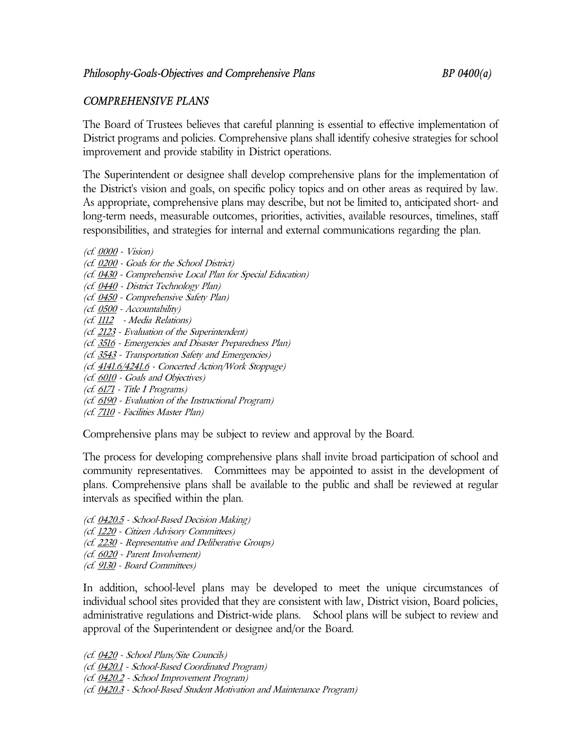## COMPREHENSIVE PLANS

The Board of Trustees believes that careful planning is essential to effective implementation of District programs and policies. Comprehensive plans shall identify cohesive strategies for school improvement and provide stability in District operations.

The Superintendent or designee shall develop comprehensive plans for the implementation of the District's vision and goals, on specific policy topics and on other areas as required by law. As appropriate, comprehensive plans may describe, but not be limited to, anticipated short- and long-term needs, measurable outcomes, priorities, activities, available resources, timelines, staff responsibilities, and strategies for internal and external communications regarding the plan.

*(cf. 0000 - Vision)*
*(cf. 0200 - Goals for the School District)*
*(cf. 0430 - Comprehensive Local Plan for Special Education)*
*(cf. 0440 - District Technology Plan)*
*(cf. 0450 - Comprehensive Safety Plan)*
*(cf. 0500 - Accountability)*
*(cf. 1112 - Media Relations)*
*(cf. 2123 - Evaluation of the Superintendent)*
*(cf. 3516 - Emergencies and Disaster Preparedness Plan)*
*(cf. 3543 - Transportation Safety and Emergencies)*
*(cf. 4141.6/4241.6 - Concerted Action/Work Stoppage)*
*(cf. 6010 - Goals and Objectives)*
*(cf. 6171 - Title I Programs)*
*(cf. 6190 - Evaluation of the Instructional Program)*
*(cf. 7110 - Facilities Master Plan)*

Comprehensive plans may be subject to review and approval by the Board.

The process for developing comprehensive plans shall invite broad participation of school and community representatives. Committees may be appointed to assist in the development of plans. Comprehensive plans shall be available to the public and shall be reviewed at regular intervals as specified within the plan.

*(cf. 0420.5 - School-Based Decision Making)*
*(cf. 1220 - Citizen Advisory Committees)*
*(cf. 2230 - Representative and Deliberative Groups)*
*(cf. 6020 - Parent Involvement)*
*(cf. 9130 - Board Committees)*

In addition, school-level plans may be developed to meet the unique circumstances of individual school sites provided that they are consistent with law, District vision, Board policies, administrative regulations and District-wide plans. School plans will be subject to review and approval of the Superintendent or designee and/or the Board.

*(cf. 0420 - School Plans/Site Councils)*
*(cf. 0420.1 - School-Based Coordinated Program)*
*(cf. 0420.2 - School Improvement Program)*
*(cf. 0420.3 - School-Based Student Motivation and Maintenance Program)*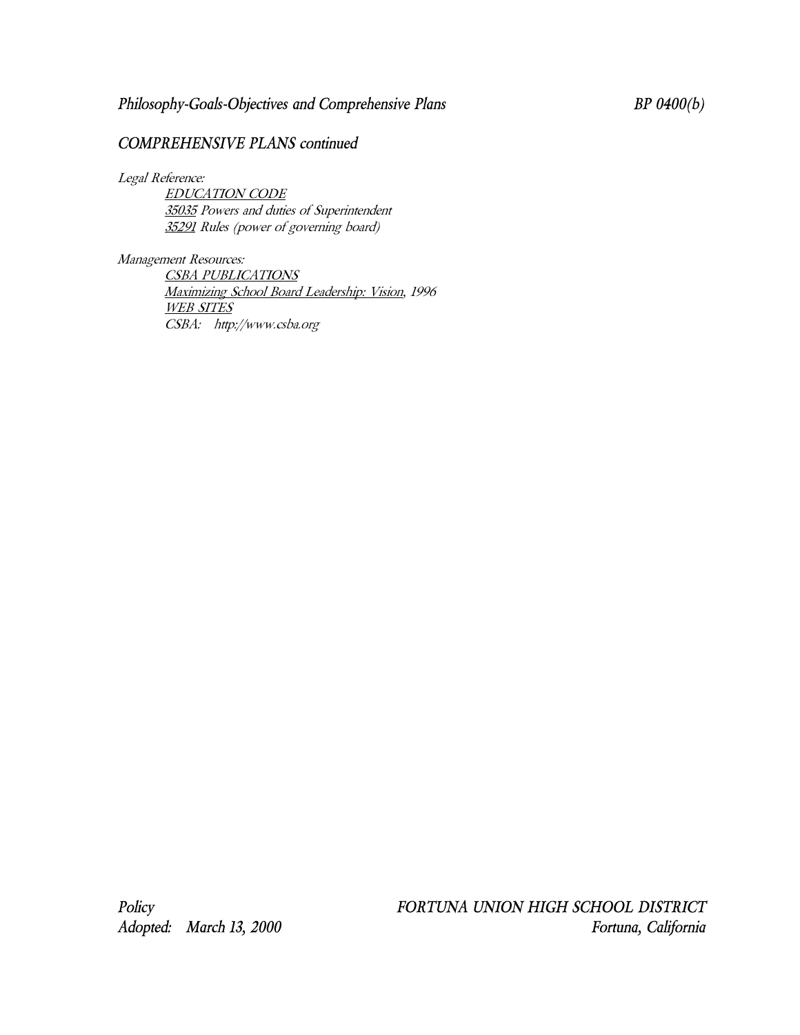## COMPREHENSIVE PLANS continued

*Legal Reference:*

*EDUCATION CODE*

*35035 Powers and duties of Superintendent*

*35291 Rules (power of governing board)*

*Management Resources:*

*CSBA PUBLICATIONS*

*Maximizing School Board Leadership: Vision, 1996*

*WEB SITES*

*CSBA: http://www.csba.org*

*Policy*
*Adopted: March 13, 2000*

*FORTUNA UNION HIGH SCHOOL DISTRICT*
*Fortuna, California*